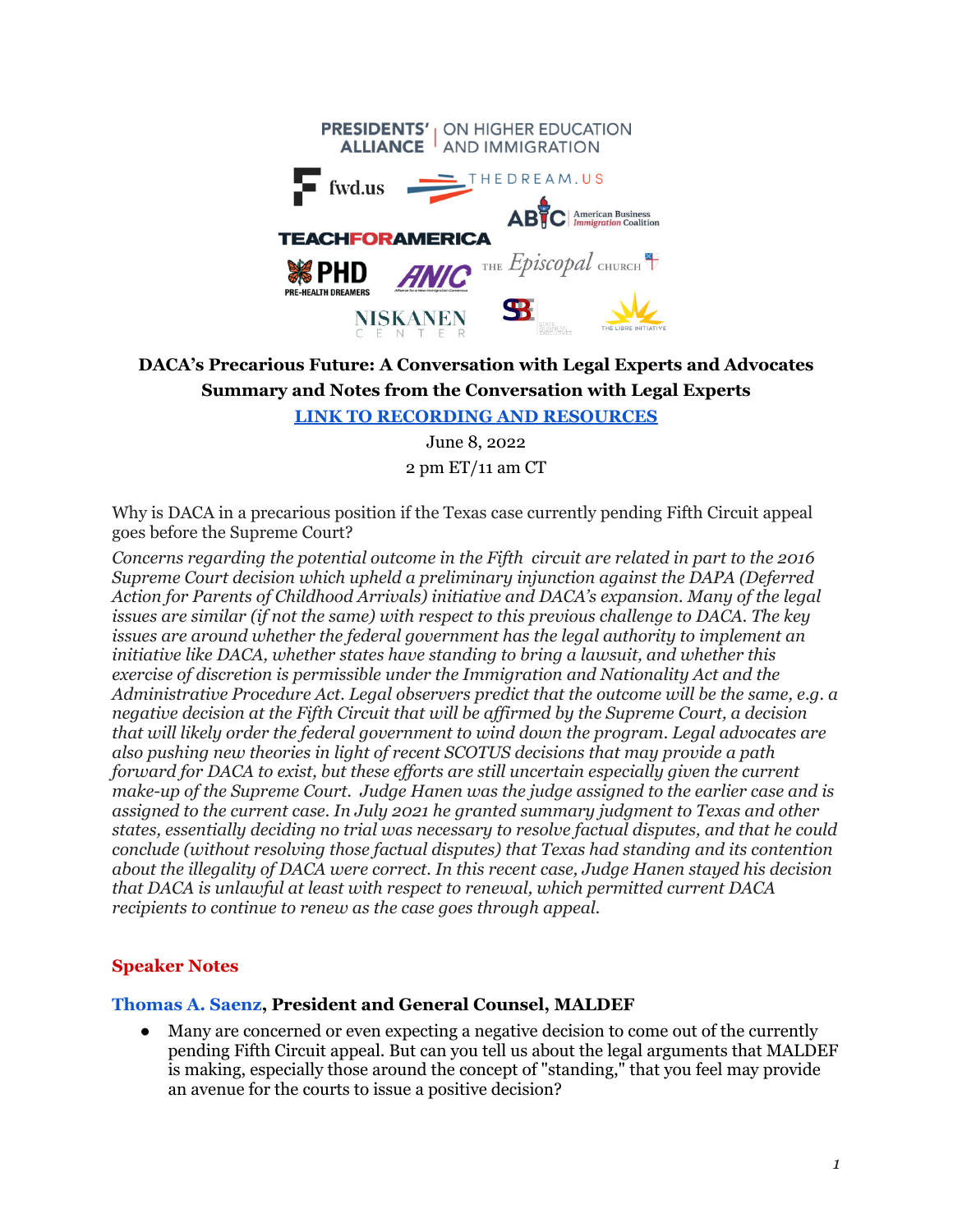PRESIDENTS' ALLIANCE | ON HIGHER EDUCATION AND IMMIGRATION

fwd.us | THEDREAM.US | ABIC American Business Immigration Coalition | TEACHFORAMERICA | PHD PRE-HEALTH DREAMERS | ANIC | THE Episcopal CHURCH | NISKANEN CENTER | SBE | THE LIBRE INITIATIVE

**DACA's Precarious Future: A Conversation with Legal Experts and Advocates**

**Summary and Notes from the Conversation with Legal Experts**

**LINK TO RECORDING AND RESOURCES**

June 8, 2022

2 pm ET/11 am CT

Why is DACA in a precarious position if the Texas case currently pending Fifth Circuit appeal goes before the Supreme Court?

*Concerns regarding the potential outcome in the Fifth circuit are related in part to the 2016 Supreme Court decision which upheld a preliminary injunction against the DAPA (Deferred Action for Parents of Childhood Arrivals) initiative and DACA's expansion. Many of the legal issues are similar (if not the same) with respect to this previous challenge to DACA. The key issues are around whether the federal government has the legal authority to implement an initiative like DACA, whether states have standing to bring a lawsuit, and whether this exercise of discretion is permissible under the Immigration and Nationality Act and the Administrative Procedure Act. Legal observers predict that the outcome will be the same, e.g. a negative decision at the Fifth Circuit that will be affirmed by the Supreme Court, a decision that will likely order the federal government to wind down the program. Legal advocates are also pushing new theories in light of recent SCOTUS decisions that may provide a path forward for DACA to exist, but these efforts are still uncertain especially given the current make-up of the Supreme Court. Judge Hanen was the judge assigned to the earlier case and is assigned to the current case. In July 2021 he granted summary judgment to Texas and other states, essentially deciding no trial was necessary to resolve factual disputes, and that he could conclude (without resolving those factual disputes) that Texas had standing and its contention about the illegality of DACA were correct. In this recent case, Judge Hanen stayed his decision that DACA is unlawful at least with respect to renewal, which permitted current DACA recipients to continue to renew as the case goes through appeal.*

## Speaker Notes

### Thomas A. Saenz, President and General Counsel, MALDEF

- Many are concerned or even expecting a negative decision to come out of the currently pending Fifth Circuit appeal. But can you tell us about the legal arguments that MALDEF is making, especially those around the concept of "standing," that you feel may provide an avenue for the courts to issue a positive decision?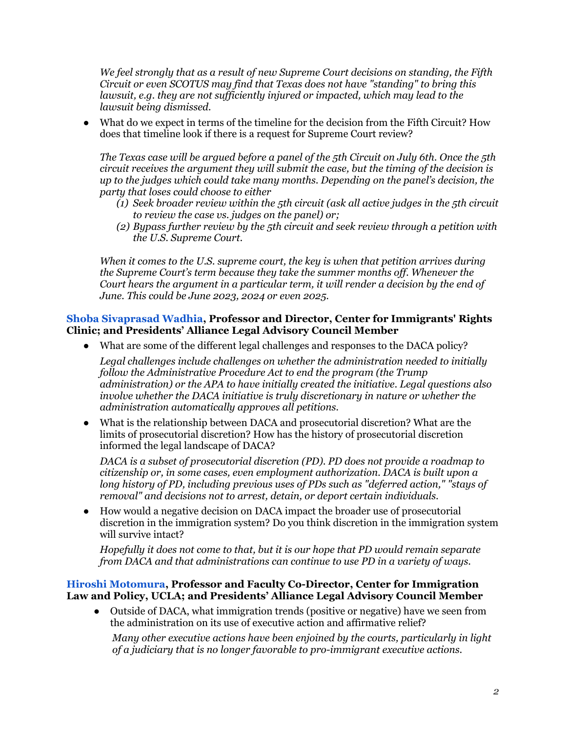*We feel strongly that as a result of new Supreme Court decisions on standing, the Fifth Circuit or even SCOTUS may find that Texas does not have "standing" to bring this lawsuit, e.g. they are not sufficiently injured or impacted, which may lead to the lawsuit being dismissed.*

- What do we expect in terms of the timeline for the decision from the Fifth Circuit? How does that timeline look if there is a request for Supreme Court review?

  *The Texas case will be argued before a panel of the 5th Circuit on July 6th. Once the 5th circuit receives the argument they will submit the case, but the timing of the decision is up to the judges which could take many months. Depending on the panel's decision, the party that loses could choose to either*

  1. *Seek broader review within the 5th circuit (ask all active judges in the 5th circuit to review the case vs. judges on the panel) or;*
  2. *Bypass further review by the 5th circuit and seek review through a petition with the U.S. Supreme Court.*

  *When it comes to the U.S. supreme court, the key is when that petition arrives during the Supreme Court's term because they take the summer months off. Whenever the Court hears the argument in a particular term, it will render a decision by the end of June. This could be June 2023, 2024 or even 2025.*

### **Shoba Sivaprasad Wadhia, Professor and Director, Center for Immigrants' Rights Clinic; and Presidents' Alliance Legal Advisory Council Member**

- What are some of the different legal challenges and responses to the DACA policy?

  *Legal challenges include challenges on whether the administration needed to initially follow the Administrative Procedure Act to end the program (the Trump administration) or the APA to have initially created the initiative. Legal questions also involve whether the DACA initiative is truly discretionary in nature or whether the administration automatically approves all petitions.*

- What is the relationship between DACA and prosecutorial discretion? What are the limits of prosecutorial discretion? How has the history of prosecutorial discretion informed the legal landscape of DACA?

  *DACA is a subset of prosecutorial discretion (PD). PD does not provide a roadmap to citizenship or, in some cases, even employment authorization. DACA is built upon a long history of PD, including previous uses of PDs such as "deferred action," "stays of removal" and decisions not to arrest, detain, or deport certain individuals.*

- How would a negative decision on DACA impact the broader use of prosecutorial discretion in the immigration system? Do you think discretion in the immigration system will survive intact?

  *Hopefully it does not come to that, but it is our hope that PD would remain separate from DACA and that administrations can continue to use PD in a variety of ways.*

### **Hiroshi Motomura, Professor and Faculty Co-Director, Center for Immigration Law and Policy, UCLA; and Presidents' Alliance Legal Advisory Council Member**

- Outside of DACA, what immigration trends (positive or negative) have we seen from the administration on its use of executive action and affirmative relief?

  *Many other executive actions have been enjoined by the courts, particularly in light of a judiciary that is no longer favorable to pro-immigrant executive actions.*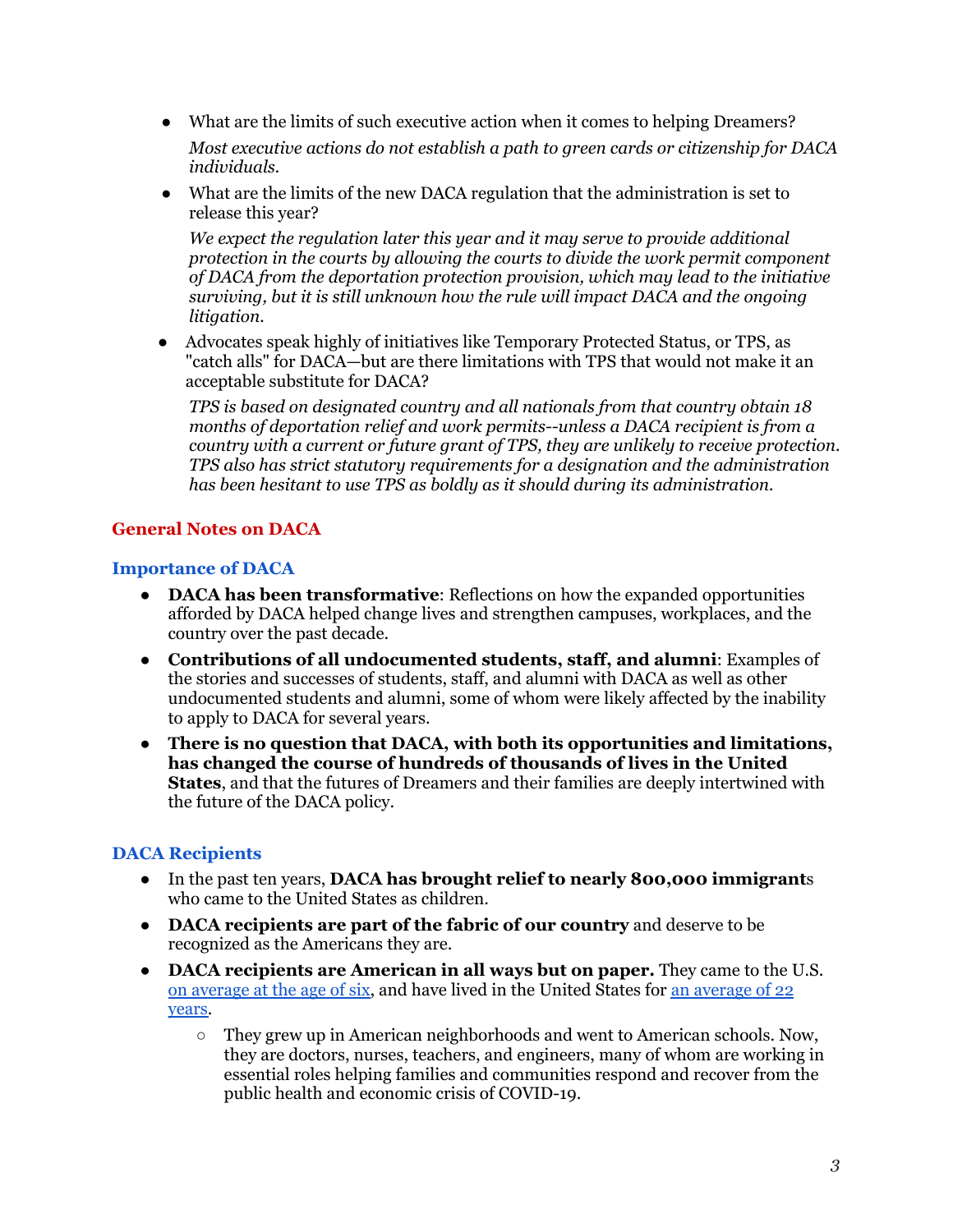- What are the limits of such executive action when it comes to helping Dreamers?

  *Most executive actions do not establish a path to green cards or citizenship for DACA individuals.*

- What are the limits of the new DACA regulation that the administration is set to release this year?

  *We expect the regulation later this year and it may serve to provide additional protection in the courts by allowing the courts to divide the work permit component of DACA from the deportation protection provision, which may lead to the initiative surviving, but it is still unknown how the rule will impact DACA and the ongoing litigation.*

- Advocates speak highly of initiatives like Temporary Protected Status, or TPS, as "catch alls" for DACA—but are there limitations with TPS that would not make it an acceptable substitute for DACA?

  *TPS is based on designated country and all nationals from that country obtain 18 months of deportation relief and work permits--unless a DACA recipient is from a country with a current or future grant of TPS, they are unlikely to receive protection. TPS also has strict statutory requirements for a designation and the administration has been hesitant to use TPS as boldly as it should during its administration.*

## General Notes on DACA

### Importance of DACA

- **DACA has been transformative**: Reflections on how the expanded opportunities afforded by DACA helped change lives and strengthen campuses, workplaces, and the country over the past decade.
- **Contributions of all undocumented students, staff, and alumni**: Examples of the stories and successes of students, staff, and alumni with DACA as well as other undocumented students and alumni, some of whom were likely affected by the inability to apply to DACA for several years.
- **There is no question that DACA, with both its opportunities and limitations, has changed the course of hundreds of thousands of lives in the United States**, and that the futures of Dreamers and their families are deeply intertwined with the future of the DACA policy.

### DACA Recipients

- In the past ten years, **DACA has brought relief to nearly 800,000 immigrant**s who came to the United States as children.
- **DACA recipients are part of the fabric of our country** and deserve to be recognized as the Americans they are.
- **DACA recipients are American in all ways but on paper.** They came to the U.S. on average at the age of six, and have lived in the United States for an average of 22 years.
  - They grew up in American neighborhoods and went to American schools. Now, they are doctors, nurses, teachers, and engineers, many of whom are working in essential roles helping families and communities respond and recover from the public health and economic crisis of COVID-19.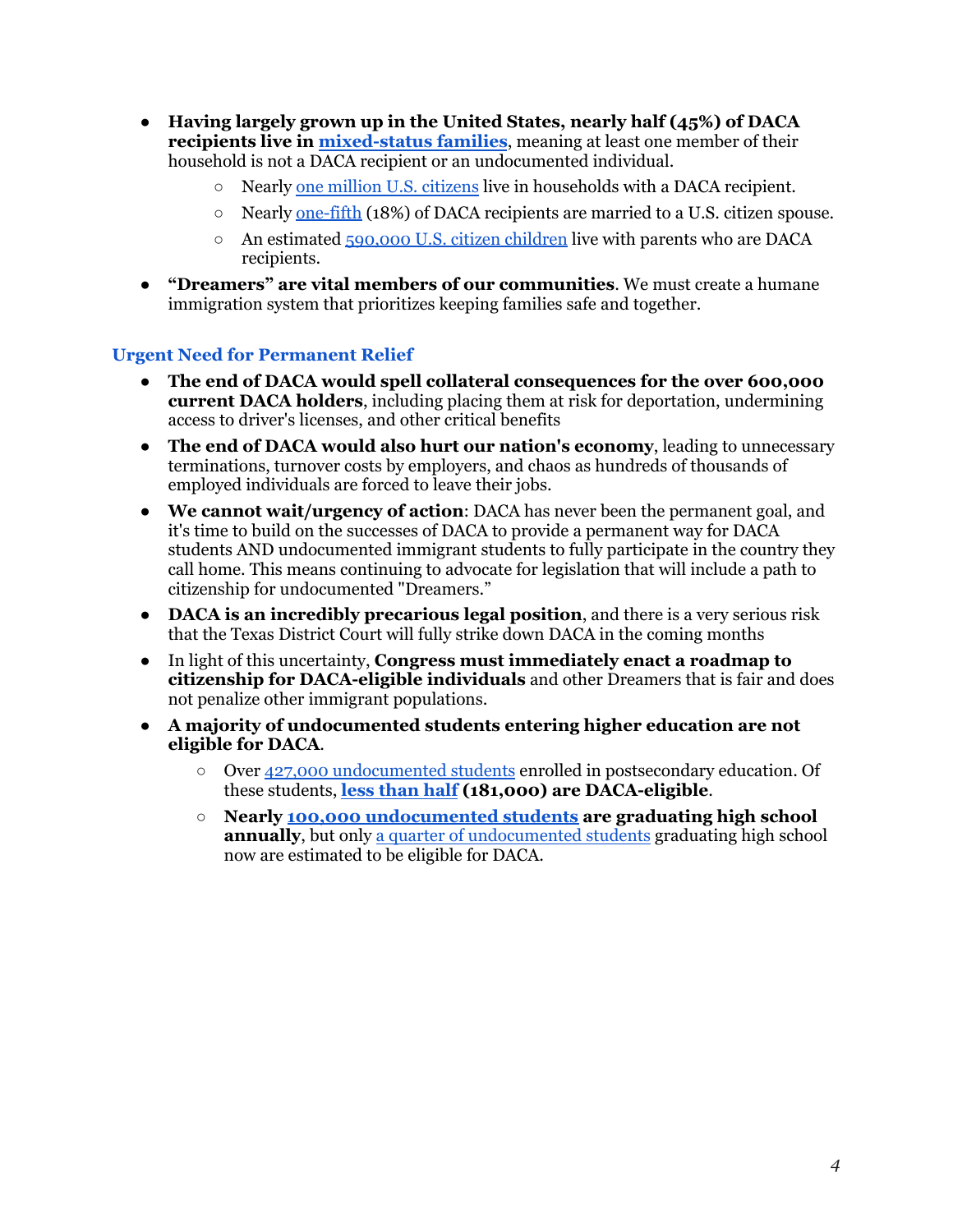- **Having largely grown up in the United States, nearly half (45%) of DACA recipients live in mixed-status families**, meaning at least one member of their household is not a DACA recipient or an undocumented individual.
    - Nearly one million U.S. citizens live in households with a DACA recipient.
    - Nearly one-fifth (18%) of DACA recipients are married to a U.S. citizen spouse.
    - An estimated 590,000 U.S. citizen children live with parents who are DACA recipients.
- **"Dreamers" are vital members of our communities**. We must create a humane immigration system that prioritizes keeping families safe and together.

### Urgent Need for Permanent Relief

- **The end of DACA would spell collateral consequences for the over 600,000 current DACA holders**, including placing them at risk for deportation, undermining access to driver's licenses, and other critical benefits
- **The end of DACA would also hurt our nation's economy**, leading to unnecessary terminations, turnover costs by employers, and chaos as hundreds of thousands of employed individuals are forced to leave their jobs.
- **We cannot wait/urgency of action**: DACA has never been the permanent goal, and it's time to build on the successes of DACA to provide a permanent way for DACA students AND undocumented immigrant students to fully participate in the country they call home. This means continuing to advocate for legislation that will include a path to citizenship for undocumented "Dreamers."
- **DACA is an incredibly precarious legal position**, and there is a very serious risk that the Texas District Court will fully strike down DACA in the coming months
- In light of this uncertainty, **Congress must immediately enact a roadmap to citizenship for DACA-eligible individuals** and other Dreamers that is fair and does not penalize other immigrant populations.
- **A majority of undocumented students entering higher education are not eligible for DACA**.
    - Over 427,000 undocumented students enrolled in postsecondary education. Of these students, **less than half (181,000) are DACA-eligible**.
    - **Nearly 100,000 undocumented students are graduating high school annually**, but only a quarter of undocumented students graduating high school now are estimated to be eligible for DACA.